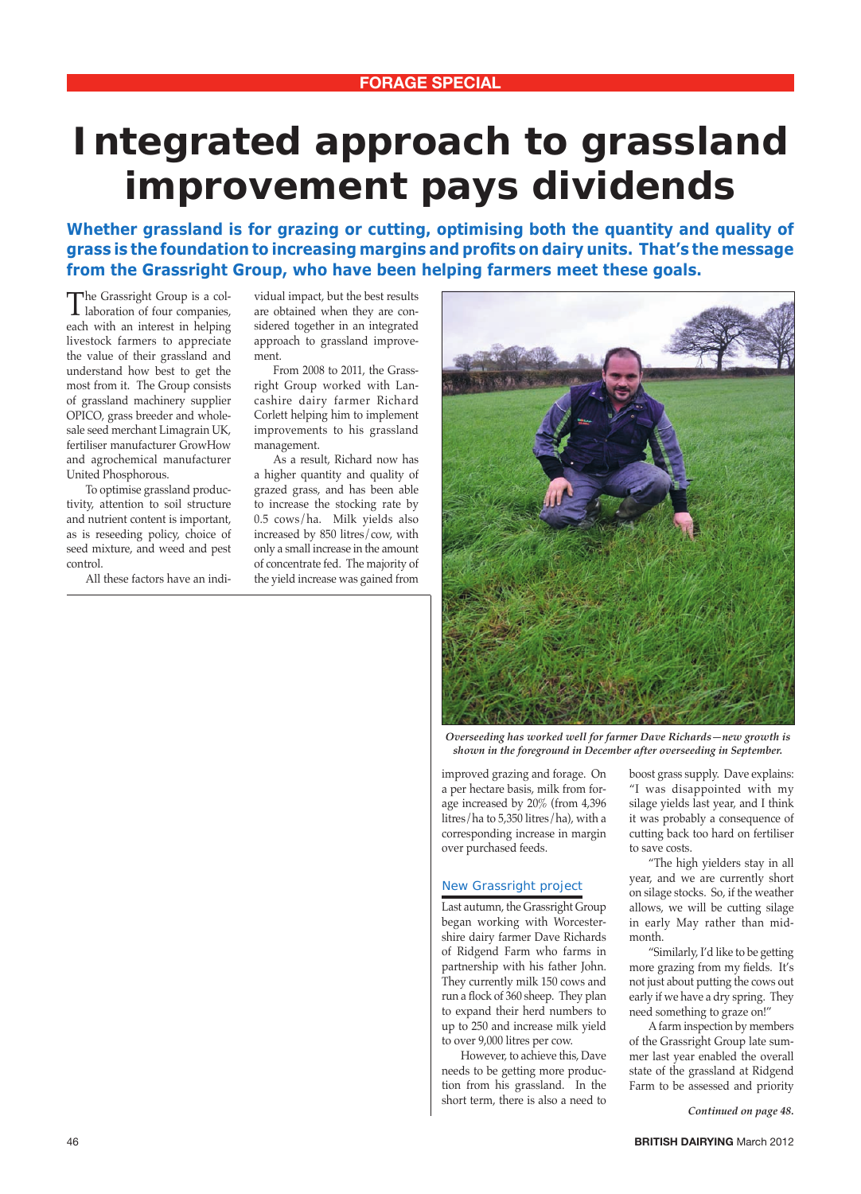FORAGE SPECIAL

# Integrated approach to grassland improvement pays dividends

**Whether grassland is for grazing or cutting, optimising both the quantity and quality of grass is the foundation to increasing margins and profits on dairy units. That's the message from the Grassright Group, who have been helping farmers meet these goals.**

The Grassright Group is a collaboration of four companies, each with an interest in helping livestock farmers to appreciate the value of their grassland and understand how best to get the most from it. The Group consists of grassland machinery supplier OPICO, grass breeder and wholesale seed merchant Limagrain UK, fertiliser manufacturer GrowHow and agrochemical manufacturer United Phosphorous.

To optimise grassland productivity, attention to soil structure and nutrient content is important, as is reseeding policy, choice of seed mixture, and weed and pest control.

All these factors have an individual impact, but the best results are obtained when they are considered together in an integrated approach to grassland improvement.

From 2008 to 2011, the Grassright Group worked with Lancashire dairy farmer Richard Corlett helping him to implement improvements to his grassland management.

As a result, Richard now has a higher quantity and quality of grazed grass, and has been able to increase the stocking rate by 0.5 cows/ha. Milk yields also increased by 850 litres/cow, with only a small increase in the amount of concentrate fed. The majority of the yield increase was gained from improved grazing and forage. On a per hectare basis, milk from forage increased by 20% (from 4,396 litres/ha to 5,350 litres/ha), with a corresponding increase in margin over purchased feeds.

*Overseeding has worked well for farmer Dave Richards—new growth is shown in the foreground in December after overseeding in September.*

## New Grassright project

Last autumn, the Grassright Group began working with Worcestershire dairy farmer Dave Richards of Ridgend Farm who farms in partnership with his father John. They currently milk 150 cows and run a flock of 360 sheep. They plan to expand their herd numbers to up to 250 and increase milk yield to over 9,000 litres per cow.

However, to achieve this, Dave needs to be getting more production from his grassland. In the short term, there is also a need to boost grass supply. Dave explains: "I was disappointed with my silage yields last year, and I think it was probably a consequence of cutting back too hard on fertiliser to save costs.

"The high yielders stay in all year, and we are currently short on silage stocks. So, if the weather allows, we will be cutting silage in early May rather than mid-month.

"Similarly, I'd like to be getting more grazing from my fields. It's not just about putting the cows out early if we have a dry spring. They need something to graze on!"

A farm inspection by members of the Grassright Group late summer last year enabled the overall state of the grassland at Ridgend Farm to be assessed and priority

*Continued on page 48.*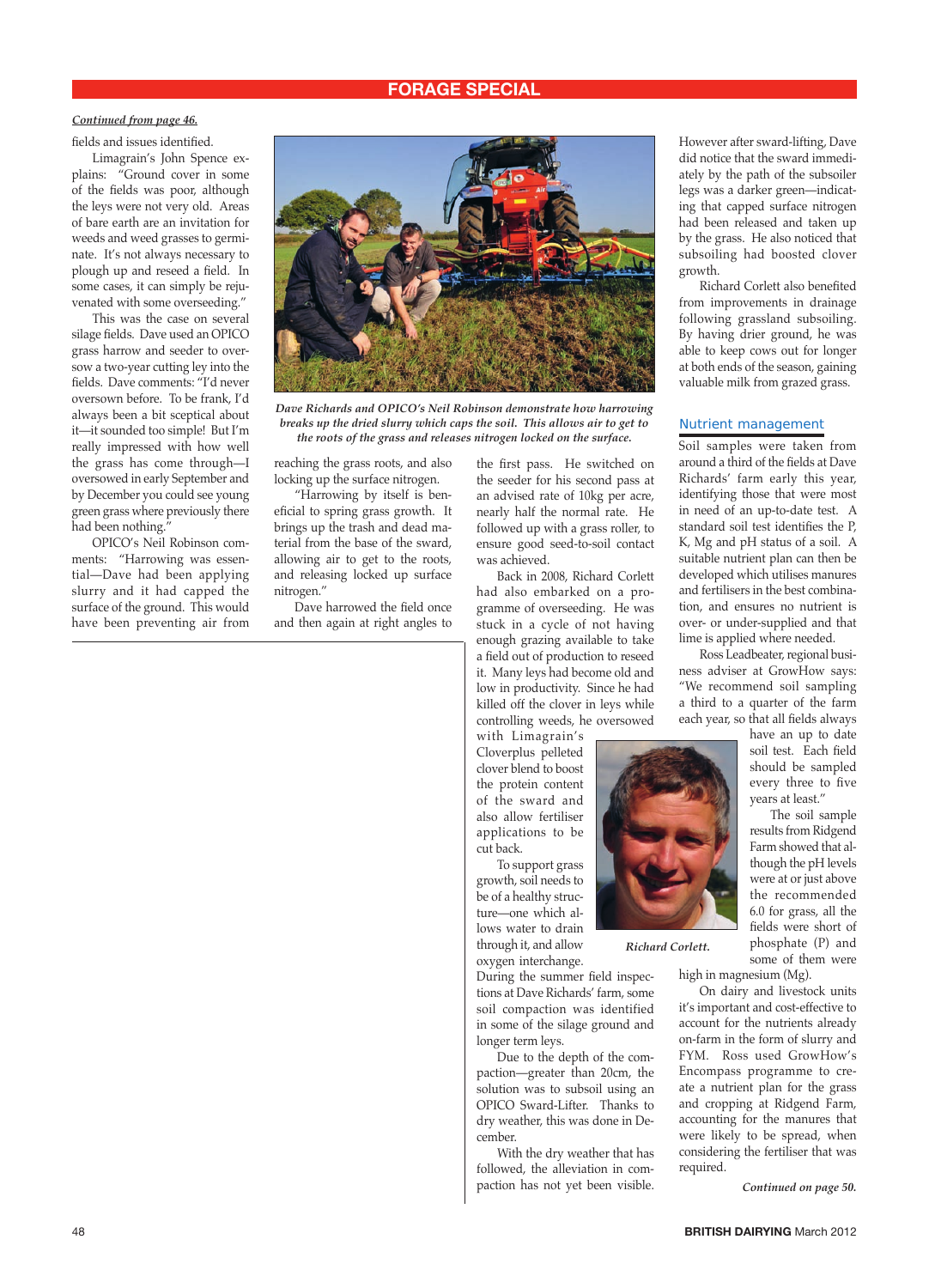## FORAGE SPECIAL

*Continued from page 46.*

fields and issues identified.

Limagrain's John Spence explains: "Ground cover in some of the fields was poor, although the leys were not very old. Areas of bare earth are an invitation for weeds and weed grasses to germinate. It's not always necessary to plough up and reseed a field. In some cases, it can simply be rejuvenated with some overseeding."

This was the case on several silage fields. Dave used an OPICO grass harrow and seeder to oversow a two-year cutting ley into the fields. Dave comments: "I'd never oversown before. To be frank, I'd always been a bit sceptical about it—it sounded too simple! But I'm really impressed with how well the grass has come through—I oversowed in early September and by December you could see young green grass where previously there had been nothing."

OPICO's Neil Robinson comments: "Harrowing was essential—Dave had been applying slurry and it had capped the surface of the ground. This would have been preventing air from reaching the grass roots, and also locking up the surface nitrogen.

"Harrowing by itself is beneficial to spring grass growth. It brings up the trash and dead material from the base of the sward, allowing air to get to the roots, and releasing locked up surface nitrogen."

*Dave Richards and OPICO's Neil Robinson demonstrate how harrowing breaks up the dried slurry which caps the soil. This allows air to get to the roots of the grass and releases nitrogen locked on the surface.*

Dave harrowed the field once and then again at right angles to the first pass. He switched on the seeder for his second pass at an advised rate of 10kg per acre, nearly half the normal rate. He followed up with a grass roller, to ensure good seed-to-soil contact was achieved.

Back in 2008, Richard Corlett had also embarked on a programme of overseeding. He was stuck in a cycle of not having enough grazing available to take a field out of production to reseed it. Many leys had become old and low in productivity. Since he had killed off the clover in leys while controlling weeds, he oversowed with Limagrain's Cloverplus pelleted clover blend to boost the protein content of the sward and also allow fertiliser applications to be cut back.

*Richard Corlett.*

To support grass growth, soil needs to be of a healthy structure—one which allows water to drain through it, and allow oxygen interchange. During the summer field inspections at Dave Richards' farm, some soil compaction was identified in some of the silage ground and longer term leys.

Due to the depth of the compaction—greater than 20cm, the solution was to subsoil using an OPICO Sward-Lifter. Thanks to dry weather, this was done in December.

With the dry weather that has followed, the alleviation in compaction has not yet been visible. However after sward-lifting, Dave did notice that the sward immediately by the path of the subsoiler legs was a darker green—indicating that capped surface nitrogen had been released and taken up by the grass. He also noticed that subsoiling had boosted clover growth.

Richard Corlett also benefited from improvements in drainage following grassland subsoiling. By having drier ground, he was able to keep cows out for longer at both ends of the season, gaining valuable milk from grazed grass.

### Nutrient management

Soil samples were taken from around a third of the fields at Dave Richards' farm early this year, identifying those that were most in need of an up-to-date test. A standard soil test identifies the P, K, Mg and pH status of a soil. A suitable nutrient plan can then be developed which utilises manures and fertilisers in the best combination, and ensures no nutrient is over- or under-supplied and that lime is applied where needed.

Ross Leadbeater, regional business adviser at GrowHow says: "We recommend soil sampling a third to a quarter of the farm each year, so that all fields always have an up to date soil test. Each field should be sampled every three to five years at least."

The soil sample results from Ridgend Farm showed that although the pH levels were at or just above the recommended 6.0 for grass, all the fields were short of phosphate (P) and some of them were high in magnesium (Mg).

On dairy and livestock units it's important and cost-effective to account for the nutrients already on-farm in the form of slurry and FYM. Ross used GrowHow's Encompass programme to create a nutrient plan for the grass and cropping at Ridgend Farm, accounting for the manures that were likely to be spread, when considering the fertiliser that was required.

*Continued on page 50.*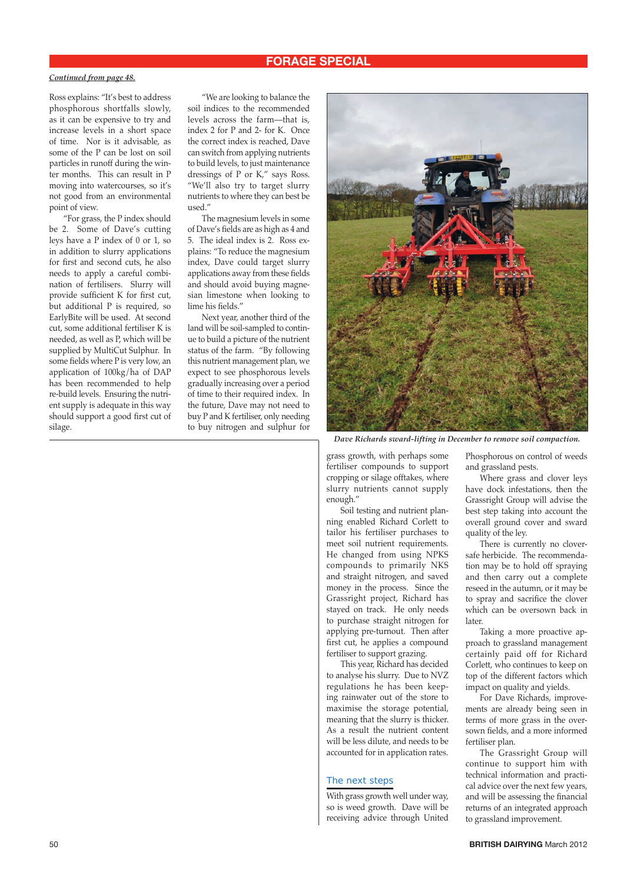## FORAGE SPECIAL

***Continued from page 48.***

Ross explains: "It's best to address phosphorous shortfalls slowly, as it can be expensive to try and increase levels in a short space of time. Nor is it advisable, as some of the P can be lost on soil particles in runoff during the winter months. This can result in P moving into watercourses, so it's not good from an environmental point of view.

"For grass, the P index should be 2. Some of Dave's cutting leys have a P index of 0 or 1, so in addition to slurry applications for first and second cuts, he also needs to apply a careful combination of fertilisers. Slurry will provide sufficient K for first cut, but additional P is required, so EarlyBite will be used. At second cut, some additional fertiliser K is needed, as well as P, which will be supplied by MultiCut Sulphur. In some fields where P is very low, an application of 100kg/ha of DAP has been recommended to help re-build levels. Ensuring the nutrient supply is adequate in this way should support a good first cut of silage.

"We are looking to balance the soil indices to the recommended levels across the farm—that is, index 2 for P and 2- for K. Once the correct index is reached, Dave can switch from applying nutrients to build levels, to just maintenance dressings of P or K," says Ross. "We'll also try to target slurry nutrients to where they can best be used."

The magnesium levels in some of Dave's fields are as high as 4 and 5. The ideal index is 2. Ross explains: "To reduce the magnesium index, Dave could target slurry applications away from these fields and should avoid buying magnesian limestone when looking to lime his fields."

Next year, another third of the land will be soil-sampled to continue to build a picture of the nutrient status of the farm. "By following this nutrient management plan, we expect to see phosphorous levels gradually increasing over a period of time to their required index. In the future, Dave may not need to buy P and K fertiliser, only needing to buy nitrogen and sulphur for grass growth, with perhaps some fertiliser compounds to support cropping or silage offtakes, where slurry nutrients cannot supply enough."

*Dave Richards sward-lifting in December to remove soil compaction.*

Soil testing and nutrient planning enabled Richard Corlett to tailor his fertiliser purchases to meet soil nutrient requirements. He changed from using NPKS compounds to primarily NKS and straight nitrogen, and saved money in the process. Since the Grassright project, Richard has stayed on track. He only needs to purchase straight nitrogen for applying pre-turnout. Then after first cut, he applies a compound fertiliser to support grazing.

This year, Richard has decided to analyse his slurry. Due to NVZ regulations he has been keeping rainwater out of the store to maximise the storage potential, meaning that the slurry is thicker. As a result the nutrient content will be less dilute, and needs to be accounted for in application rates.

### The next steps

With grass growth well under way, so is weed growth. Dave will be receiving advice through United Phosphorous on control of weeds and grassland pests.

Where grass and clover leys have dock infestations, then the Grassright Group will advise the best step taking into account the overall ground cover and sward quality of the ley.

There is currently no clover-safe herbicide. The recommendation may be to hold off spraying and then carry out a complete reseed in the autumn, or it may be to spray and sacrifice the clover which can be oversown back in later.

Taking a more proactive approach to grassland management certainly paid off for Richard Corlett, who continues to keep on top of the different factors which impact on quality and yields.

For Dave Richards, improvements are already being seen in terms of more grass in the oversown fields, and a more informed fertiliser plan.

The Grassright Group will continue to support him with technical information and practical advice over the next few years, and will be assessing the financial returns of an integrated approach to grassland improvement.